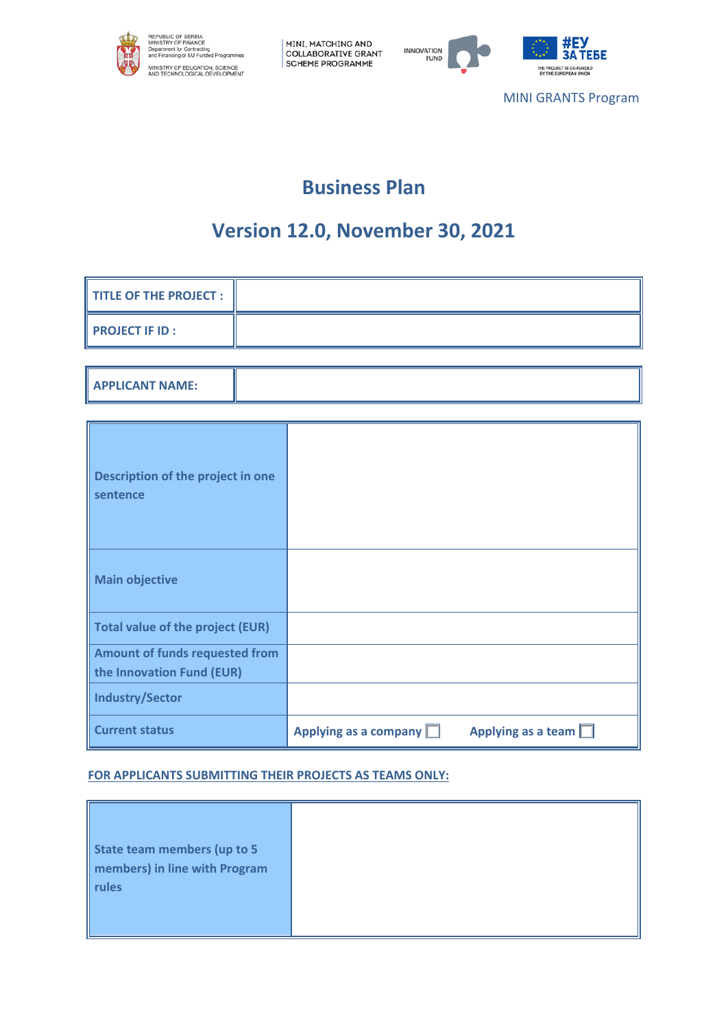REPUBLIC OF SERBIA
MINISTRY OF FINANCE
Department for Contracting and Financing of EU Funded Programmes
MINISTRY OF EDUCATION, SCIENCE AND TECHNOLOGICAL DEVELOPMENT

MINI, MATCHING AND COLLABORATIVE GRANT SCHEME PROGRAMME

INNOVATION FUND

#ЕУ ЗА ТЕБЕ
THE PROJECT IS CO-FUNDED BY THE EUROPEAN UNION

MINI GRANTS Program

# Business Plan

## Version 12.0, November 30, 2021

| TITLE OF THE PROJECT : | |
|---|---|
| PROJECT IF ID : | |

| APPLICANT NAME: | |
|---|---|

| Description of the project in one sentence | |
|---|---|
| Main objective | |
| Total value of the project (EUR) | |
| Amount of funds requested from the Innovation Fund (EUR) | |
| Industry/Sector | |
| Current status | Applying as a company ☐ Applying as a team ☐ |

**FOR APPLICANTS SUBMITTING THEIR PROJECTS AS TEAMS ONLY:**

| State team members (up to 5 members) in line with Program rules | |
|---|---|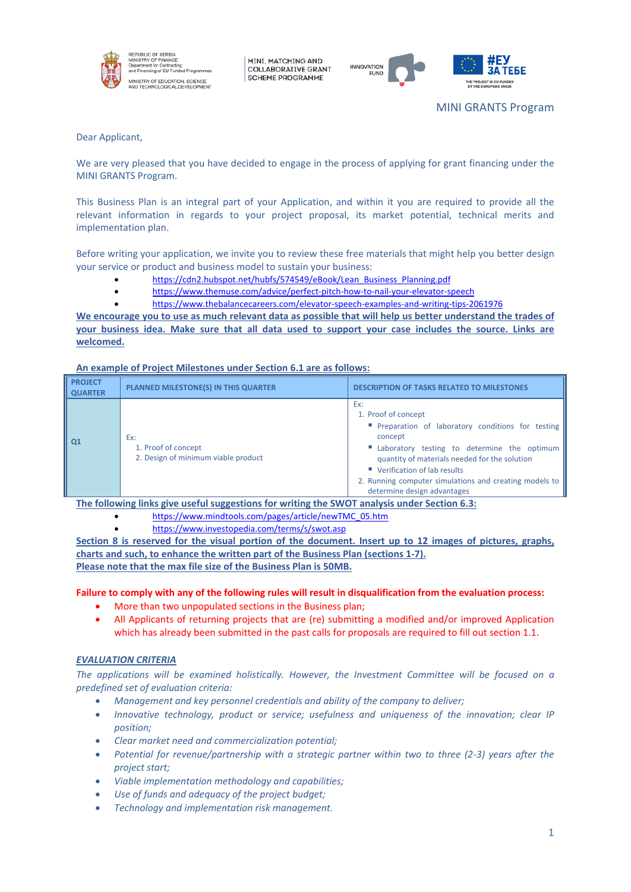MINI GRANTS Program

Dear Applicant,

We are very pleased that you have decided to engage in the process of applying for grant financing under the MINI GRANTS Program.

This Business Plan is an integral part of your Application, and within it you are required to provide all the relevant information in regards to your project proposal, its market potential, technical merits and implementation plan.

Before writing your application, we invite you to review these free materials that might help you better design your service or product and business model to sustain your business:

- https://cdn2.hubspot.net/hubfs/574549/eBook/Lean_Business_Planning.pdf
- https://www.themuse.com/advice/perfect-pitch-how-to-nail-your-elevator-speech
- https://www.thebalancecareers.com/elevator-speech-examples-and-writing-tips-2061976

**We encourage you to use as much relevant data as possible that will help us better understand the trades of your business idea. Make sure that all data used to support your case includes the source. Links are welcomed.**

**An example of Project Milestones under Section 6.1 are as follows:**

| PROJECT QUARTER | PLANNED MILESTONE(S) IN THIS QUARTER | DESCRIPTION OF TASKS RELATED TO MILESTONES |
|---|---|---|
| Q1 | Ex:<br>1. Proof of concept<br>2. Design of minimum viable product | Ex:<br>1. Proof of concept<br>▪ Preparation of laboratory conditions for testing concept<br>▪ Laboratory testing to determine the optimum quantity of materials needed for the solution<br>▪ Verification of lab results<br>2. Running computer simulations and creating models to determine design advantages |

**The following links give useful suggestions for writing the SWOT analysis under Section 6.3:**

- https://www.mindtools.com/pages/article/newTMC_05.htm
- https://www.investopedia.com/terms/s/swot.asp

**Section 8 is reserved for the visual portion of the document. Insert up to 12 images of pictures, graphs, charts and such, to enhance the written part of the Business Plan (sections 1-7).**
**Please note that the max file size of the Business Plan is 50MB.**

**Failure to comply with any of the following rules will result in disqualification from the evaluation process:**

- More than two unpopulated sections in the Business plan;
- All Applicants of returning projects that are (re) submitting a modified and/or improved Application which has already been submitted in the past calls for proposals are required to fill out section 1.1.

***EVALUATION CRITERIA***

*The applications will be examined holistically. However, the Investment Committee will be focused on a predefined set of evaluation criteria:*

- *Management and key personnel credentials and ability of the company to deliver;*
- *Innovative technology, product or service; usefulness and uniqueness of the innovation; clear IP position;*
- *Clear market need and commercialization potential;*
- *Potential for revenue/partnership with a strategic partner within two to three (2-3) years after the project start;*
- *Viable implementation methodology and capabilities;*
- *Use of funds and adequacy of the project budget;*
- *Technology and implementation risk management.*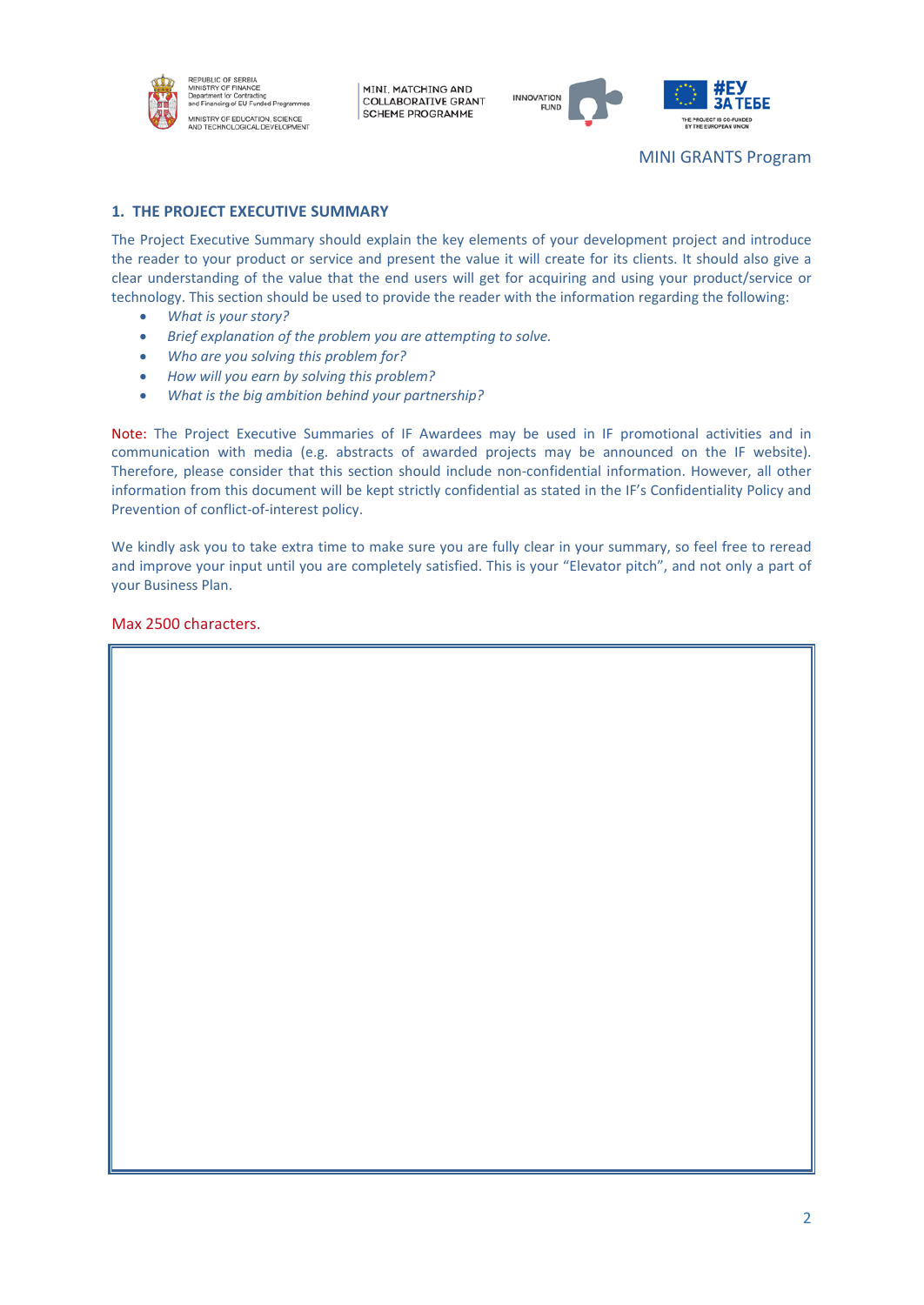## 1. THE PROJECT EXECUTIVE SUMMARY

The Project Executive Summary should explain the key elements of your development project and introduce the reader to your product or service and present the value it will create for its clients. It should also give a clear understanding of the value that the end users will get for acquiring and using your product/service or technology. This section should be used to provide the reader with the information regarding the following:

- *What is your story?*
- *Brief explanation of the problem you are attempting to solve.*
- *Who are you solving this problem for?*
- *How will you earn by solving this problem?*
- *What is the big ambition behind your partnership?*

Note: The Project Executive Summaries of IF Awardees may be used in IF promotional activities and in communication with media (e.g. abstracts of awarded projects may be announced on the IF website). Therefore, please consider that this section should include non-confidential information. However, all other information from this document will be kept strictly confidential as stated in the IF's Confidentiality Policy and Prevention of conflict-of-interest policy.

We kindly ask you to take extra time to make sure you are fully clear in your summary, so feel free to reread and improve your input until you are completely satisfied. This is your "Elevator pitch", and not only a part of your Business Plan.

Max 2500 characters.

| |
|---|
| |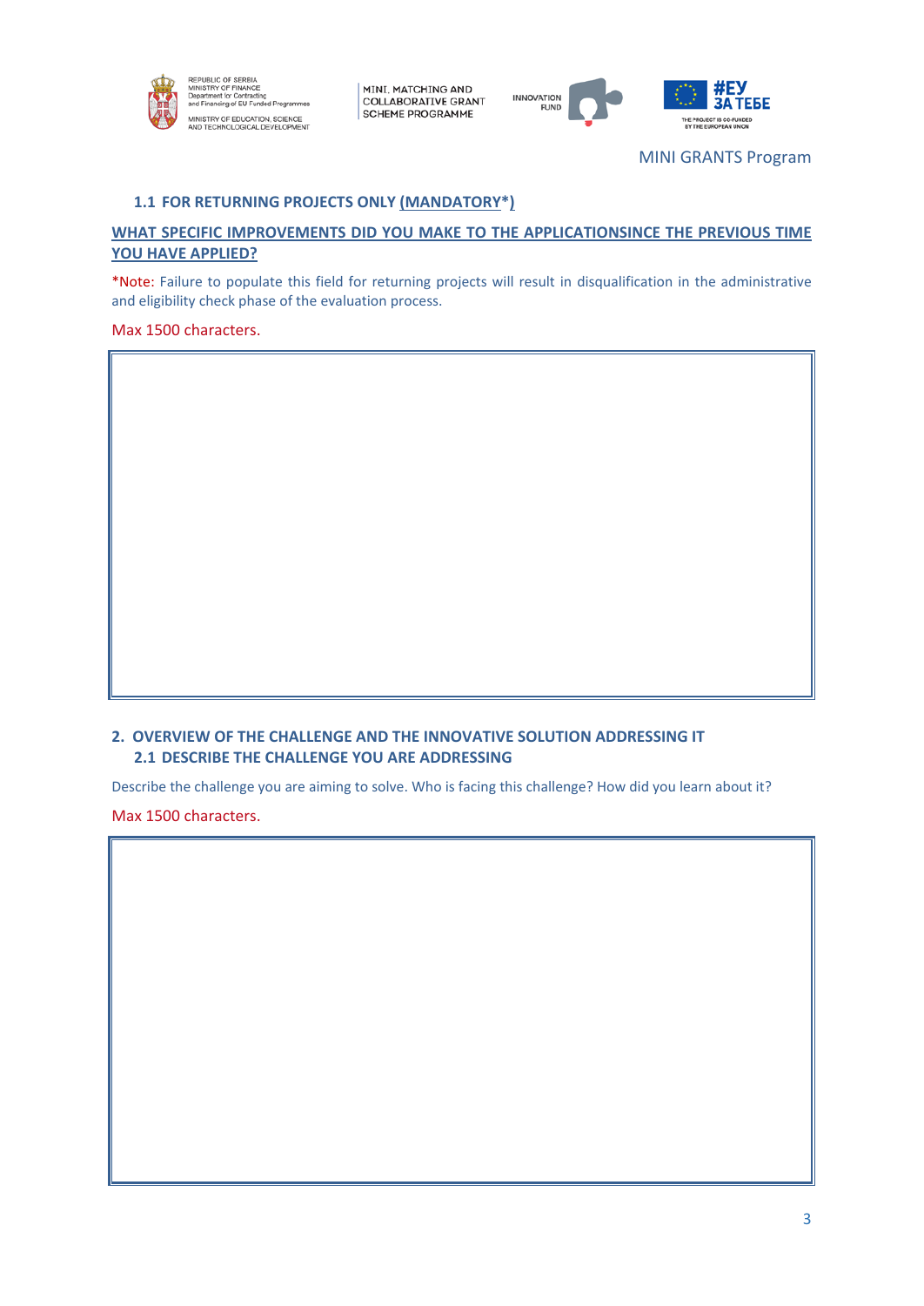### 1.1 FOR RETURNING PROJECTS ONLY (MANDATORY*)

**WHAT SPECIFIC IMPROVEMENTS DID YOU MAKE TO THE APPLICATIONSINCE THE PREVIOUS TIME YOU HAVE APPLIED?**

*Note: Failure to populate this field for returning projects will result in disqualification in the administrative and eligibility check phase of the evaluation process.

Max 1500 characters.

## 2. OVERVIEW OF THE CHALLENGE AND THE INNOVATIVE SOLUTION ADDRESSING IT

### 2.1 DESCRIBE THE CHALLENGE YOU ARE ADDRESSING

Describe the challenge you are aiming to solve. Who is facing this challenge? How did you learn about it?

Max 1500 characters.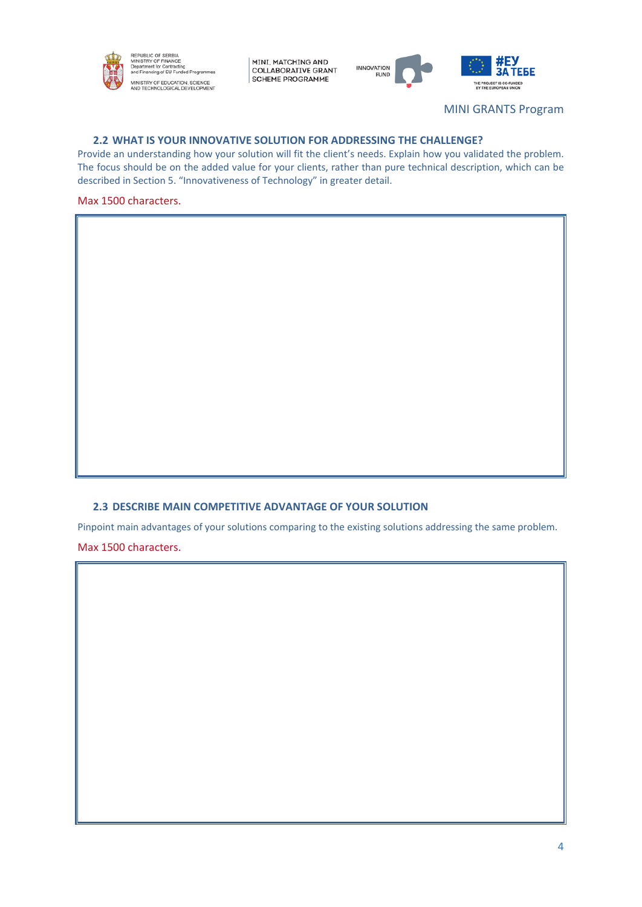### 2.2 WHAT IS YOUR INNOVATIVE SOLUTION FOR ADDRESSING THE CHALLENGE?

Provide an understanding how your solution will fit the client's needs. Explain how you validated the problem. The focus should be on the added value for your clients, rather than pure technical description, which can be described in Section 5. "Innovativeness of Technology" in greater detail.

Max 1500 characters.

|  |
|---|
|  |

### 2.3 DESCRIBE MAIN COMPETITIVE ADVANTAGE OF YOUR SOLUTION

Pinpoint main advantages of your solutions comparing to the existing solutions addressing the same problem.

Max 1500 characters.

|  |
|---|
|  |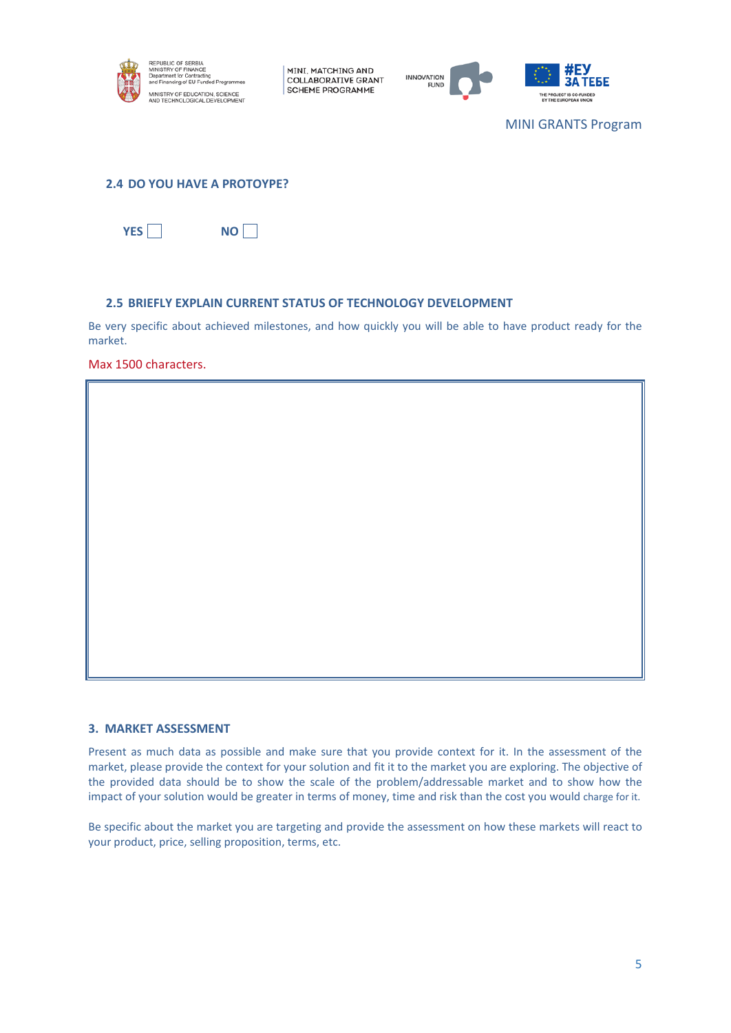### 2.4 DO YOU HAVE A PROTOYPE?

YES ☐ NO ☐

### 2.5 BRIEFLY EXPLAIN CURRENT STATUS OF TECHNOLOGY DEVELOPMENT

Be very specific about achieved milestones, and how quickly you will be able to have product ready for the market.

Max 1500 characters.

| |
|---|
| |

## 3. MARKET ASSESSMENT

Present as much data as possible and make sure that you provide context for it. In the assessment of the market, please provide the context for your solution and fit it to the market you are exploring. The objective of the provided data should be to show the scale of the problem/addressable market and to show how the impact of your solution would be greater in terms of money, time and risk than the cost you would charge for it.

Be specific about the market you are targeting and provide the assessment on how these markets will react to your product, price, selling proposition, terms, etc.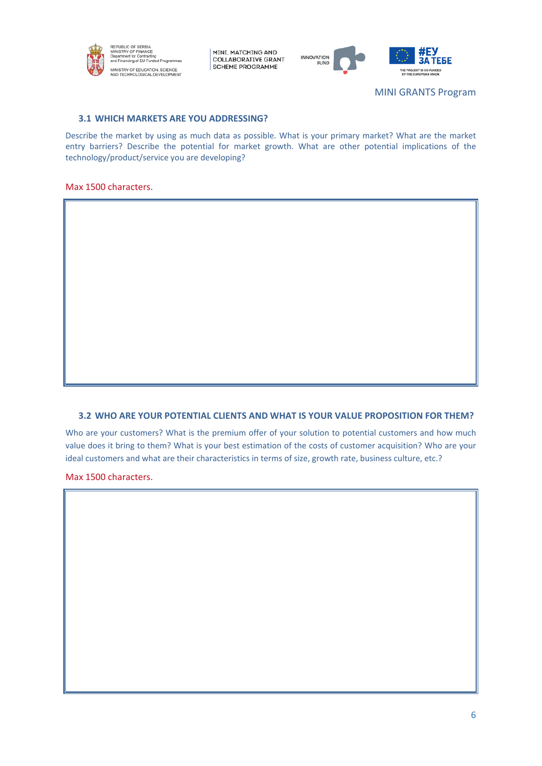### 3.1 WHICH MARKETS ARE YOU ADDRESSING?

Describe the market by using as much data as possible. What is your primary market? What are the market entry barriers? Describe the potential for market growth. What are other potential implications of the technology/product/service you are developing?

Max 1500 characters.

| |
|---|
| |

### 3.2 WHO ARE YOUR POTENTIAL CLIENTS AND WHAT IS YOUR VALUE PROPOSITION FOR THEM?

Who are your customers? What is the premium offer of your solution to potential customers and how much value does it bring to them? What is your best estimation of the costs of customer acquisition? Who are your ideal customers and what are their characteristics in terms of size, growth rate, business culture, etc.?

Max 1500 characters.

| |
|---|
| |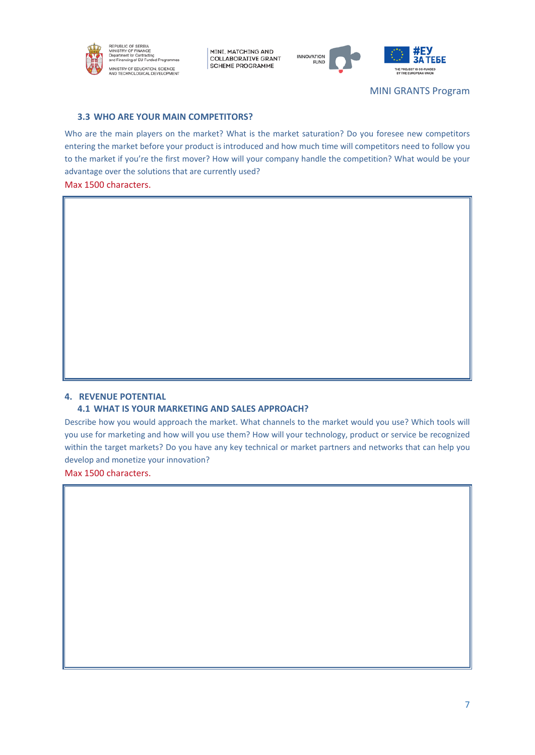### 3.3 WHO ARE YOUR MAIN COMPETITORS?

Who are the main players on the market? What is the market saturation? Do you foresee new competitors entering the market before your product is introduced and how much time will competitors need to follow you to the market if you're the first mover? How will your company handle the competition? What would be your advantage over the solutions that are currently used?

Max 1500 characters.

| |
|---|
| |

## 4. REVENUE POTENTIAL

### 4.1 WHAT IS YOUR MARKETING AND SALES APPROACH?

Describe how you would approach the market. What channels to the market would you use? Which tools will you use for marketing and how will you use them? How will your technology, product or service be recognized within the target markets? Do you have any key technical or market partners and networks that can help you develop and monetize your innovation?

Max 1500 characters.

| |
|---|
| |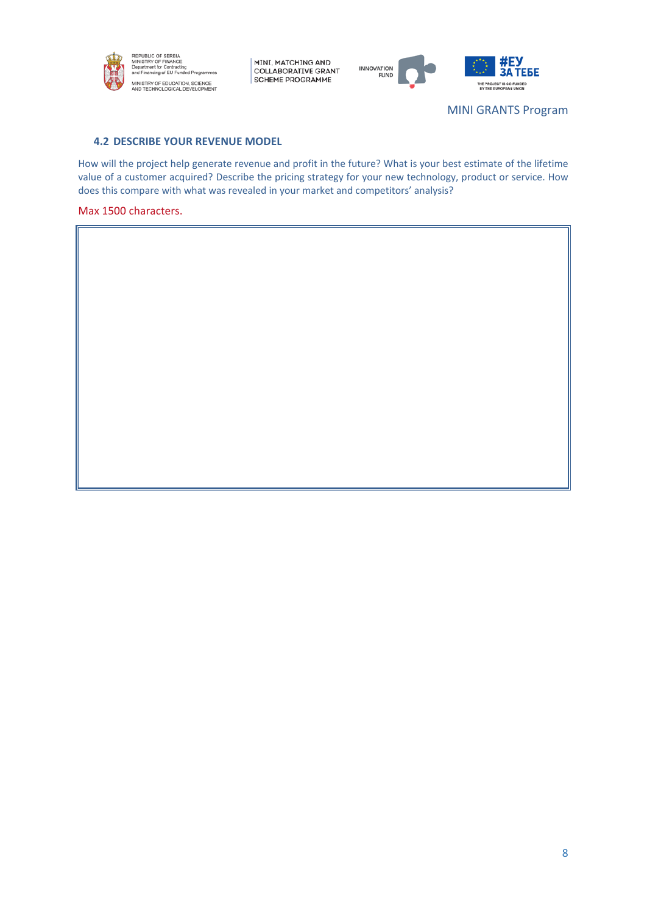### 4.2 DESCRIBE YOUR REVENUE MODEL

How will the project help generate revenue and profit in the future? What is your best estimate of the lifetime value of a customer acquired? Describe the pricing strategy for your new technology, product or service. How does this compare with what was revealed in your market and competitors' analysis?

Max 1500 characters.

| |
|---|
| |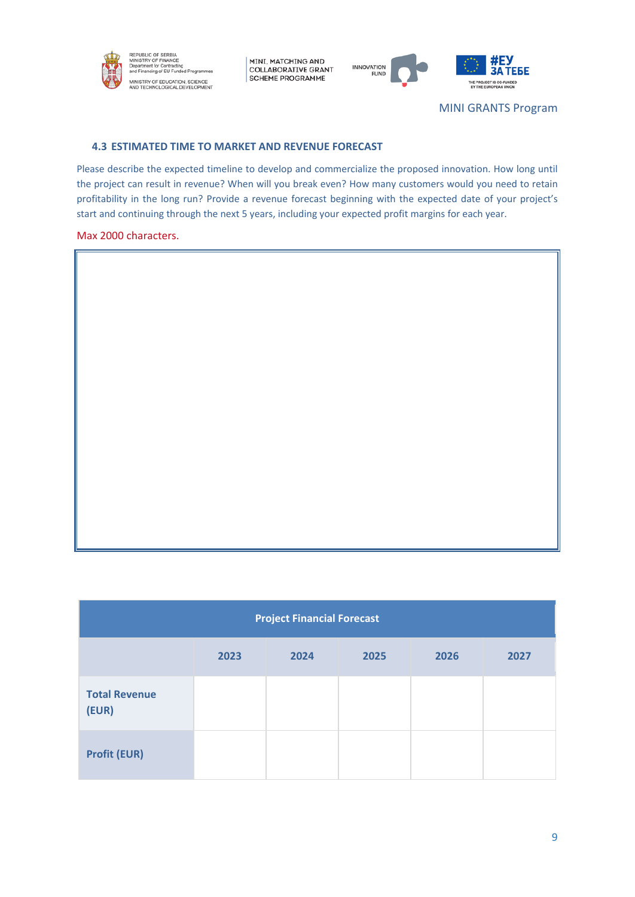### 4.3 ESTIMATED TIME TO MARKET AND REVENUE FORECAST

Please describe the expected timeline to develop and commercialize the proposed innovation. How long until the project can result in revenue? When will you break even? How many customers would you need to retain profitability in the long run? Provide a revenue forecast beginning with the expected date of your project's start and continuing through the next 5 years, including your expected profit margins for each year.

Max 2000 characters.

| Project Financial Forecast | | | | | |
|---|---|---|---|---|---|
| | 2023 | 2024 | 2025 | 2026 | 2027 |
| Total Revenue (EUR) | | | | | |
| Profit (EUR) | | | | | |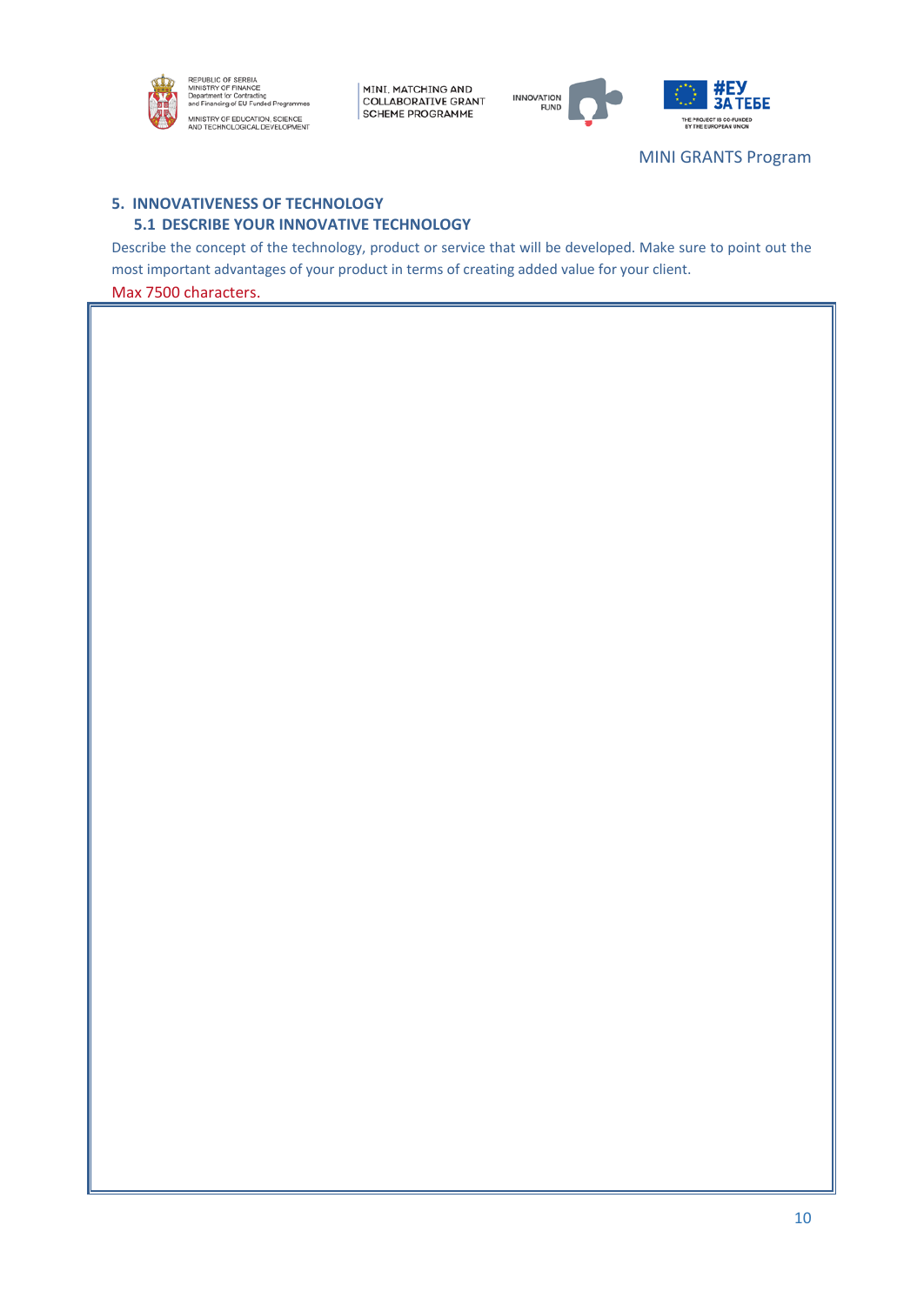## 5. INNOVATIVENESS OF TECHNOLOGY

### 5.1 DESCRIBE YOUR INNOVATIVE TECHNOLOGY

Describe the concept of the technology, product or service that will be developed. Make sure to point out the most important advantages of your product in terms of creating added value for your client.

Max 7500 characters.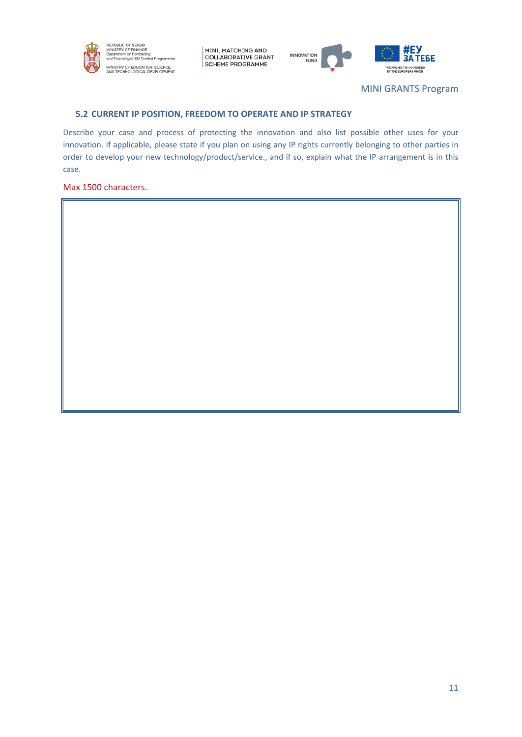### 5.2 CURRENT IP POSITION, FREEDOM TO OPERATE AND IP STRATEGY

Describe your case and process of protecting the innovation and also list possible other uses for your innovation. If applicable, please state if you plan on using any IP rights currently belonging to other parties in order to develop your new technology/product/service., and if so, explain what the IP arrangement is in this case.

Max 1500 characters.

| |
|---|
| |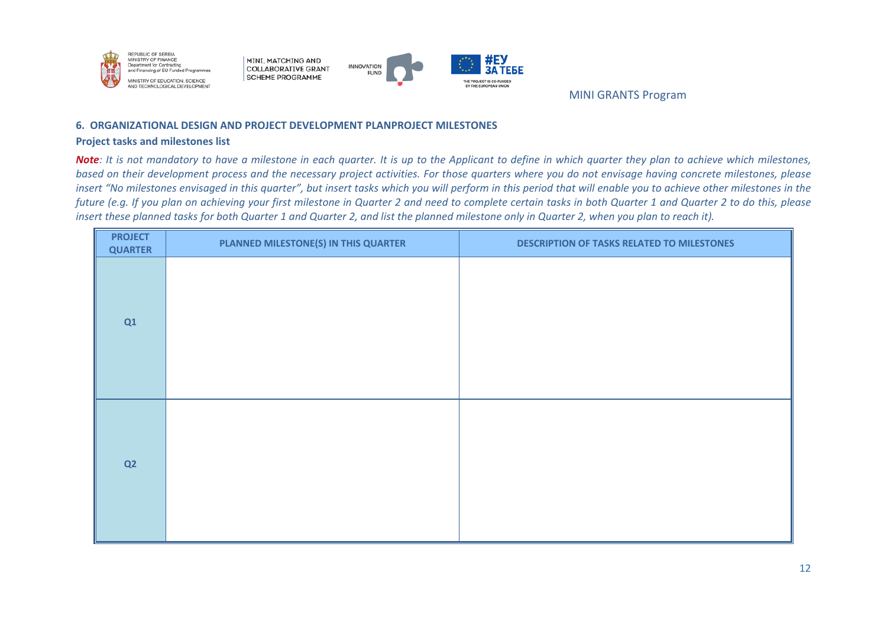### 6. ORGANIZATIONAL DESIGN AND PROJECT DEVELOPMENT PLANPROJECT MILESTONES

**Project tasks and milestones list**

***Note**: It is not mandatory to have a milestone in each quarter. It is up to the Applicant to define in which quarter they plan to achieve which milestones, based on their development process and the necessary project activities. For those quarters where you do not envisage having concrete milestones, please insert "No milestones envisaged in this quarter", but insert tasks which you will perform in this period that will enable you to achieve other milestones in the future (e.g. If you plan on achieving your first milestone in Quarter 2 and need to complete certain tasks in both Quarter 1 and Quarter 2 to do this, please insert these planned tasks for both Quarter 1 and Quarter 2, and list the planned milestone only in Quarter 2, when you plan to reach it).*

| PROJECT QUARTER | PLANNED MILESTONE(S) IN THIS QUARTER | DESCRIPTION OF TASKS RELATED TO MILESTONES |
|---|---|---|
| Q1 | | |
| Q2 | | |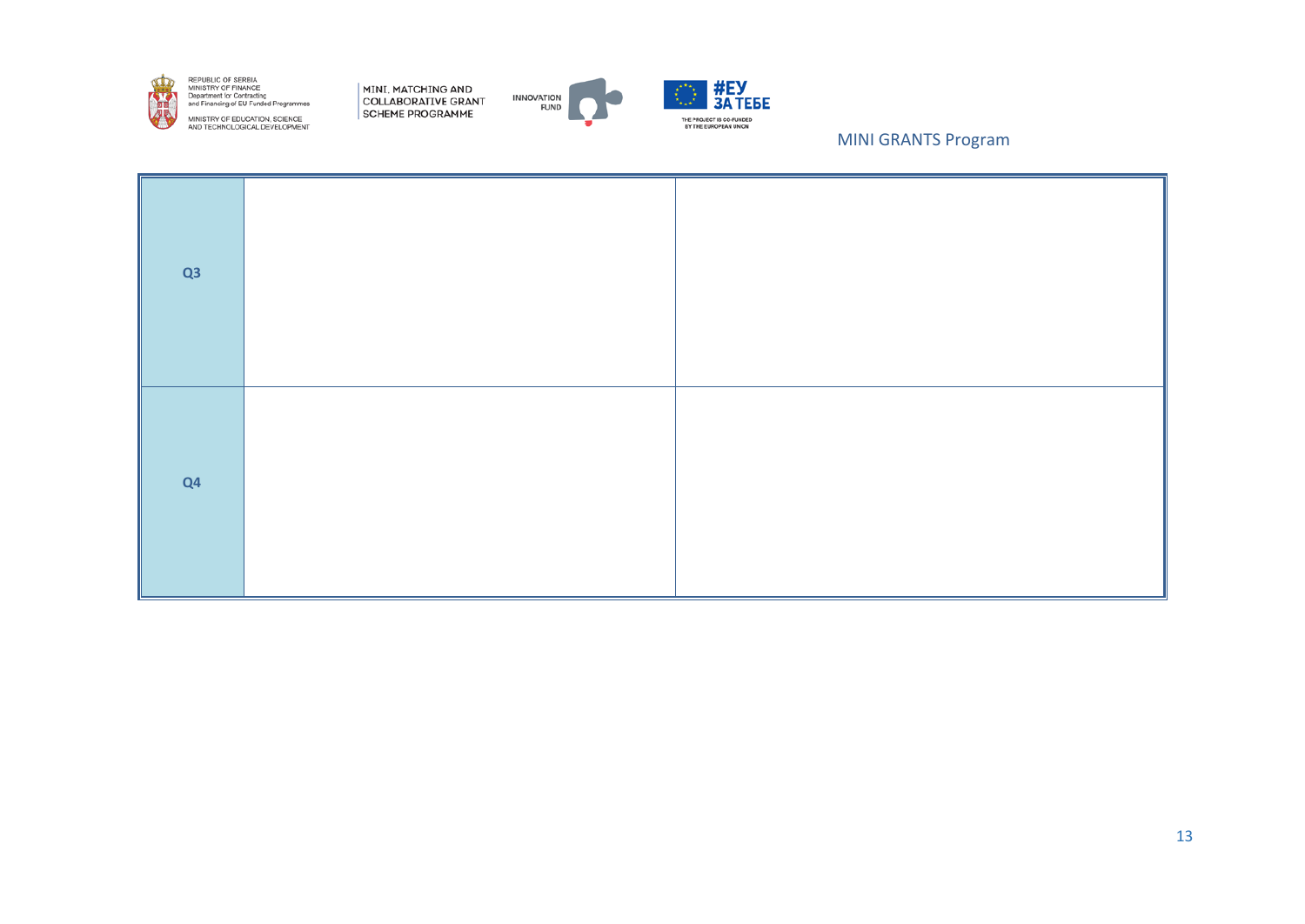| | | |
|---|---|---|
| **Q3** | | |
| **Q4** | | |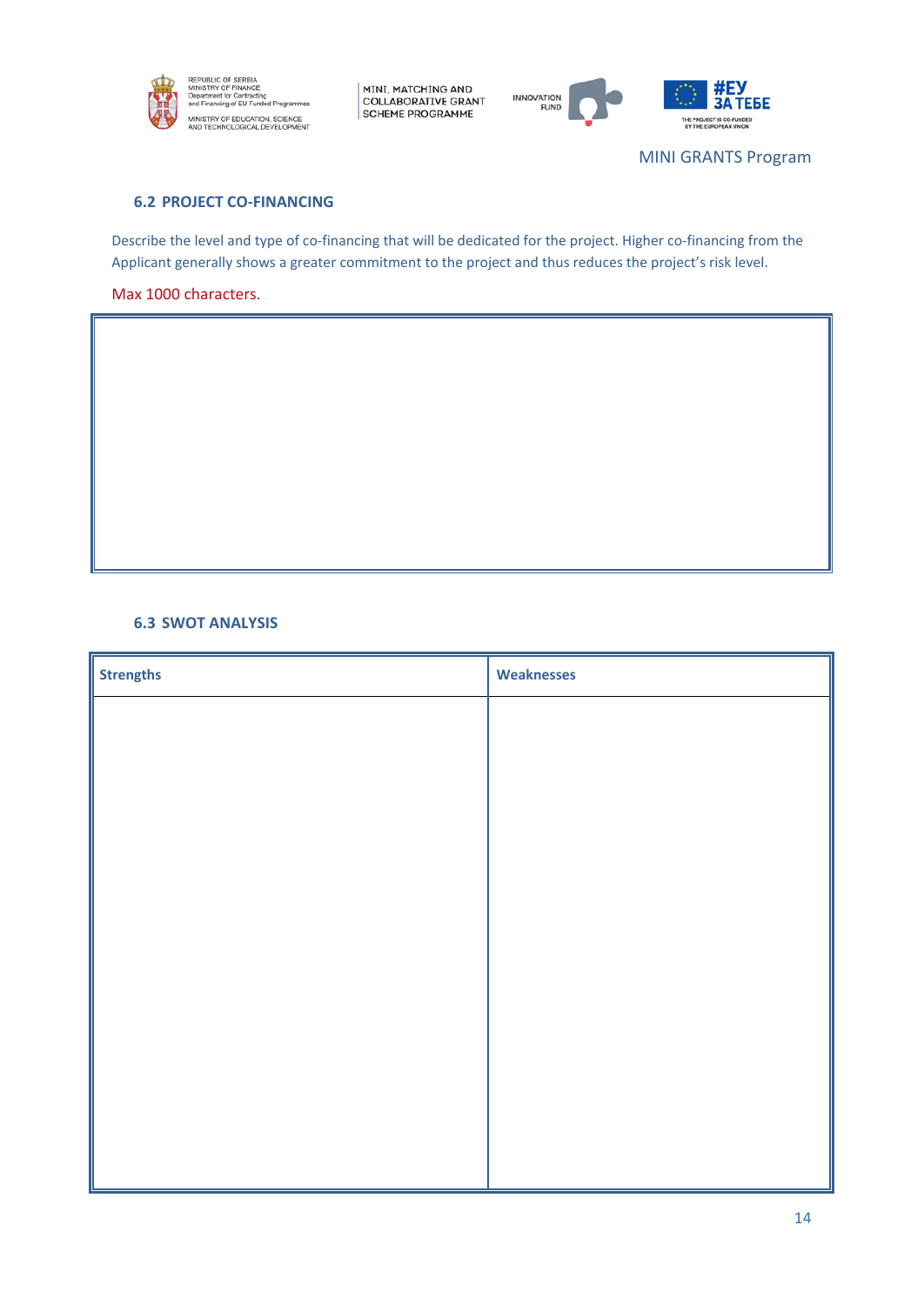### 6.2 PROJECT CO-FINANCING

Describe the level and type of co-financing that will be dedicated for the project. Higher co-financing from the Applicant generally shows a greater commitment to the project and thus reduces the project's risk level.

Max 1000 characters.

| |
|---|
| |

### 6.3 SWOT ANALYSIS

| **Strengths** | **Weaknesses** |
|---|---|
| | |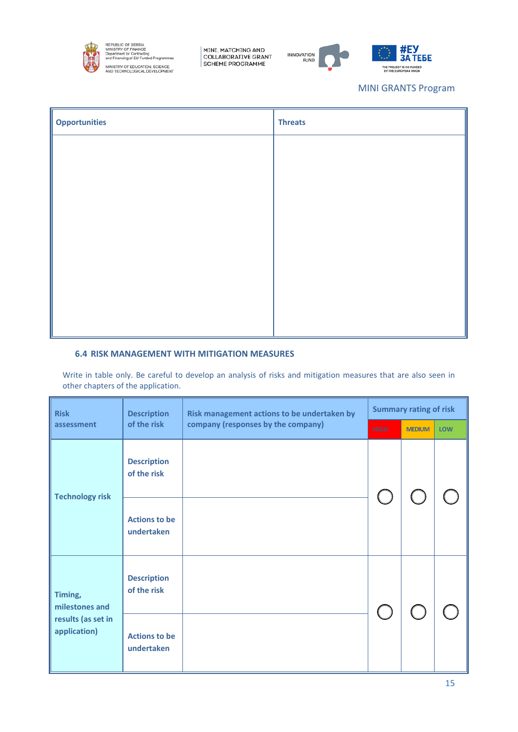| Opportunities | Threats |
|---|---|
| | |

### 6.4 RISK MANAGEMENT WITH MITIGATION MEASURES

Write in table only. Be careful to develop an analysis of risks and mitigation measures that are also seen in other chapters of the application.

| Risk assessment | Description of the risk | Risk management actions to be undertaken by company (responses by the company) | Summary rating of risk | | |
|---|---|---|---|---|---|
| | | | HIGH | MEDIUM | LOW |
| Technology risk | Description of the risk | | ○ | ○ | ○ |
| | Actions to be undertaken | | | | |
| Timing, milestones and results (as set in application) | Description of the risk | | ○ | ○ | ○ |
| | Actions to be undertaken | | | | |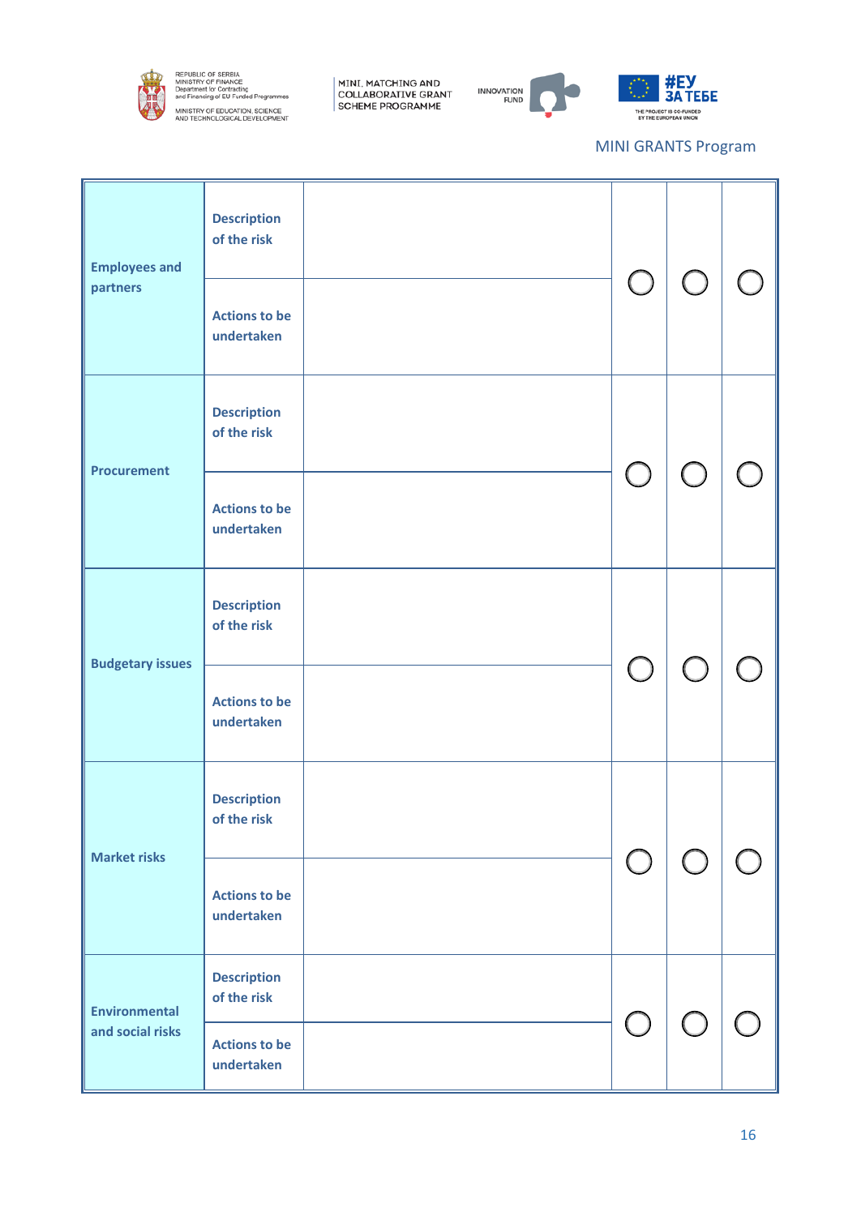| | | | | | |
|---|---|---|---|---|---|
| **Employees and partners** | **Description of the risk** | | ◯ | ◯ | ◯ |
| | **Actions to be undertaken** | | | | |
| **Procurement** | **Description of the risk** | | ◯ | ◯ | ◯ |
| | **Actions to be undertaken** | | | | |
| **Budgetary issues** | **Description of the risk** | | ◯ | ◯ | ◯ |
| | **Actions to be undertaken** | | | | |
| **Market risks** | **Description of the risk** | | ◯ | ◯ | ◯ |
| | **Actions to be undertaken** | | | | |
| **Environmental and social risks** | **Description of the risk** | | ◯ | ◯ | ◯ |
| | **Actions to be undertaken** | | | | |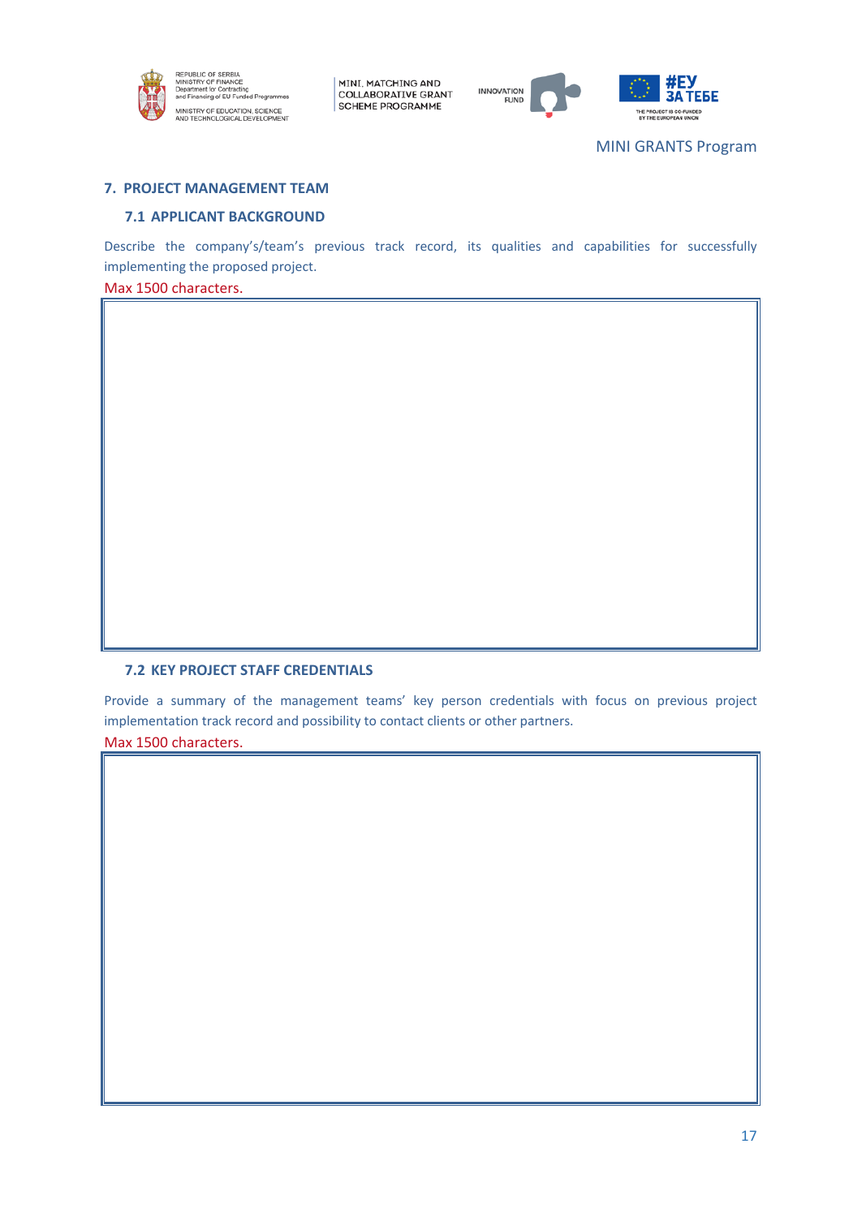## 7. PROJECT MANAGEMENT TEAM

### 7.1 APPLICANT BACKGROUND

Describe the company's/team's previous track record, its qualities and capabilities for successfully implementing the proposed project.

Max 1500 characters.

|  |
|---|
|  |

### 7.2 KEY PROJECT STAFF CREDENTIALS

Provide a summary of the management teams' key person credentials with focus on previous project implementation track record and possibility to contact clients or other partners.

Max 1500 characters.

|  |
|---|
|  |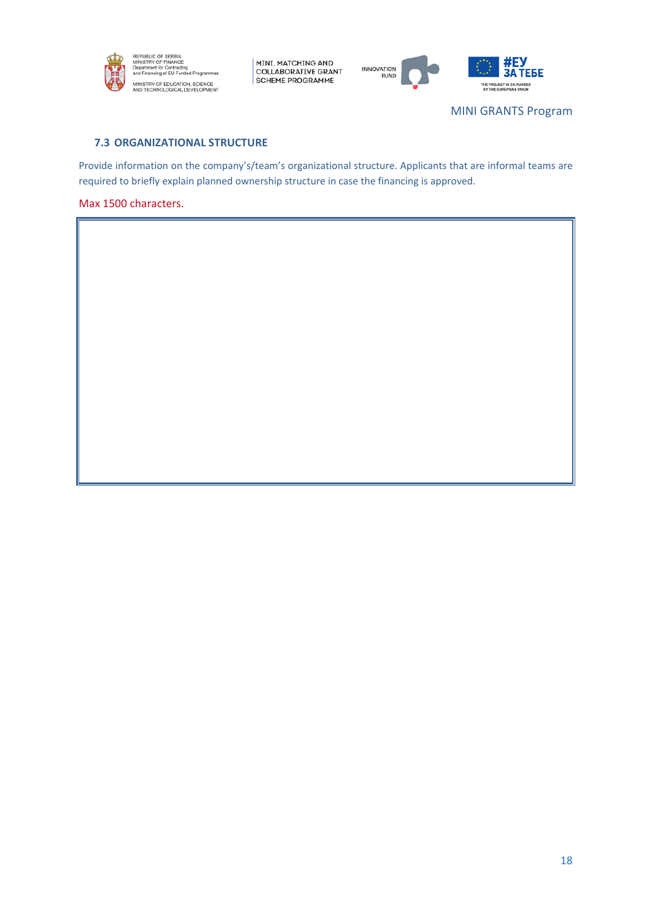### 7.3 ORGANIZATIONAL STRUCTURE

Provide information on the company's/team's organizational structure. Applicants that are informal teams are required to briefly explain planned ownership structure in case the financing is approved.

Max 1500 characters.

| |
|---|
| |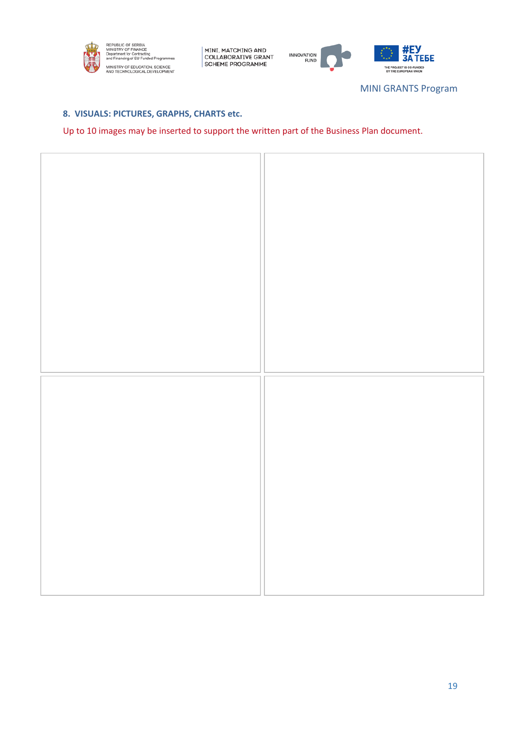## 8. VISUALS: PICTURES, GRAPHS, CHARTS etc.

Up to 10 images may be inserted to support the written part of the Business Plan document.

| | |
|---|---|
| | |
| | |